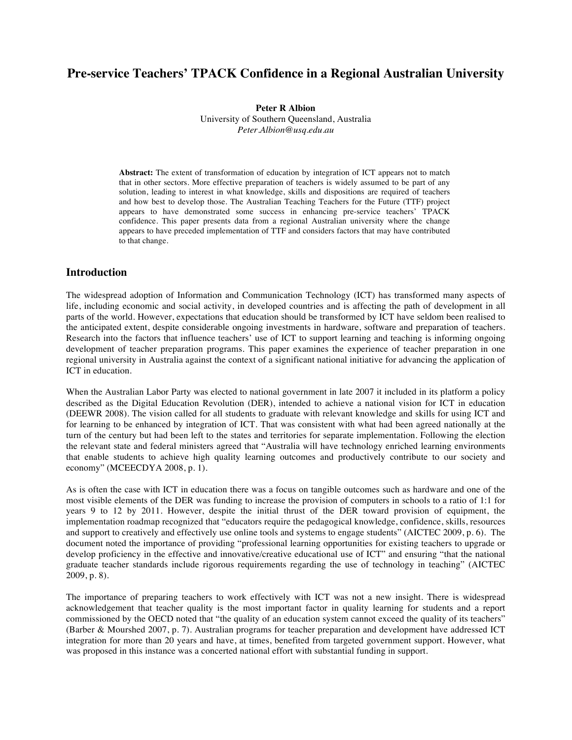# Pre-service Teachers' TPACK Confidence in a Regional Australian University

**Peter R Albion**
University of Southern Queensland, Australia
*Peter.Albion@usq.edu.au*

**Abstract:** The extent of transformation of education by integration of ICT appears not to match that in other sectors. More effective preparation of teachers is widely assumed to be part of any solution, leading to interest in what knowledge, skills and dispositions are required of teachers and how best to develop those. The Australian Teaching Teachers for the Future (TTF) project appears to have demonstrated some success in enhancing pre-service teachers' TPACK confidence. This paper presents data from a regional Australian university where the change appears to have preceded implementation of TTF and considers factors that may have contributed to that change.

## Introduction

The widespread adoption of Information and Communication Technology (ICT) has transformed many aspects of life, including economic and social activity, in developed countries and is affecting the path of development in all parts of the world. However, expectations that education should be transformed by ICT have seldom been realised to the anticipated extent, despite considerable ongoing investments in hardware, software and preparation of teachers. Research into the factors that influence teachers' use of ICT to support learning and teaching is informing ongoing development of teacher preparation programs. This paper examines the experience of teacher preparation in one regional university in Australia against the context of a significant national initiative for advancing the application of ICT in education.

When the Australian Labor Party was elected to national government in late 2007 it included in its platform a policy described as the Digital Education Revolution (DER), intended to achieve a national vision for ICT in education (DEEWR 2008). The vision called for all students to graduate with relevant knowledge and skills for using ICT and for learning to be enhanced by integration of ICT. That was consistent with what had been agreed nationally at the turn of the century but had been left to the states and territories for separate implementation. Following the election the relevant state and federal ministers agreed that "Australia will have technology enriched learning environments that enable students to achieve high quality learning outcomes and productively contribute to our society and economy" (MCEECDYA 2008, p. 1).

As is often the case with ICT in education there was a focus on tangible outcomes such as hardware and one of the most visible elements of the DER was funding to increase the provision of computers in schools to a ratio of 1:1 for years 9 to 12 by 2011. However, despite the initial thrust of the DER toward provision of equipment, the implementation roadmap recognized that "educators require the pedagogical knowledge, confidence, skills, resources and support to creatively and effectively use online tools and systems to engage students" (AICTEC 2009, p. 6). The document noted the importance of providing "professional learning opportunities for existing teachers to upgrade or develop proficiency in the effective and innovative/creative educational use of ICT" and ensuring "that the national graduate teacher standards include rigorous requirements regarding the use of technology in teaching" (AICTEC 2009, p. 8).

The importance of preparing teachers to work effectively with ICT was not a new insight. There is widespread acknowledgement that teacher quality is the most important factor in quality learning for students and a report commissioned by the OECD noted that "the quality of an education system cannot exceed the quality of its teachers" (Barber & Mourshed 2007, p. 7). Australian programs for teacher preparation and development have addressed ICT integration for more than 20 years and have, at times, benefited from targeted government support. However, what was proposed in this instance was a concerted national effort with substantial funding in support.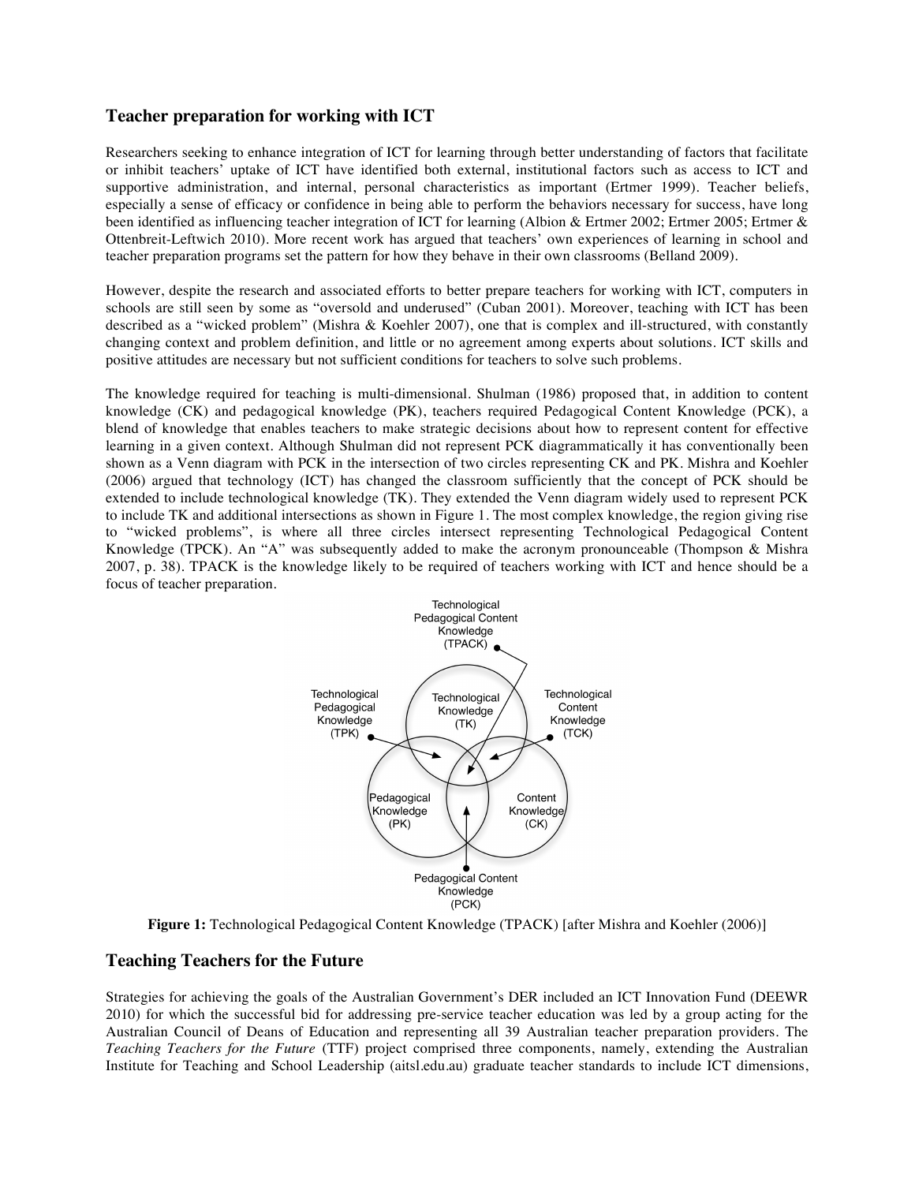## Teacher preparation for working with ICT

Researchers seeking to enhance integration of ICT for learning through better understanding of factors that facilitate or inhibit teachers' uptake of ICT have identified both external, institutional factors such as access to ICT and supportive administration, and internal, personal characteristics as important (Ertmer 1999). Teacher beliefs, especially a sense of efficacy or confidence in being able to perform the behaviors necessary for success, have long been identified as influencing teacher integration of ICT for learning (Albion & Ertmer 2002; Ertmer 2005; Ertmer & Ottenbreit-Leftwich 2010). More recent work has argued that teachers' own experiences of learning in school and teacher preparation programs set the pattern for how they behave in their own classrooms (Belland 2009).

However, despite the research and associated efforts to better prepare teachers for working with ICT, computers in schools are still seen by some as "oversold and underused" (Cuban 2001). Moreover, teaching with ICT has been described as a "wicked problem" (Mishra & Koehler 2007), one that is complex and ill-structured, with constantly changing context and problem definition, and little or no agreement among experts about solutions. ICT skills and positive attitudes are necessary but not sufficient conditions for teachers to solve such problems.

The knowledge required for teaching is multi-dimensional. Shulman (1986) proposed that, in addition to content knowledge (CK) and pedagogical knowledge (PK), teachers required Pedagogical Content Knowledge (PCK), a blend of knowledge that enables teachers to make strategic decisions about how to represent content for effective learning in a given context. Although Shulman did not represent PCK diagrammatically it has conventionally been shown as a Venn diagram with PCK in the intersection of two circles representing CK and PK. Mishra and Koehler (2006) argued that technology (ICT) has changed the classroom sufficiently that the concept of PCK should be extended to include technological knowledge (TK). They extended the Venn diagram widely used to represent PCK to include TK and additional intersections as shown in Figure 1. The most complex knowledge, the region giving rise to "wicked problems", is where all three circles intersect representing Technological Pedagogical Content Knowledge (TPCK). An "A" was subsequently added to make the acronym pronounceable (Thompson & Mishra 2007, p. 38). TPACK is the knowledge likely to be required of teachers working with ICT and hence should be a focus of teacher preparation.

Technological Pedagogical Content Knowledge (TPACK)

Technological Pedagogical Knowledge (TPK)

Technological Knowledge (TK)

Technological Content Knowledge (TCK)

Pedagogical Knowledge (PK)

Content Knowledge (CK)

Pedagogical Content Knowledge (PCK)

**Figure 1:** Technological Pedagogical Content Knowledge (TPACK) [after Mishra and Koehler (2006)]

## Teaching Teachers for the Future

Strategies for achieving the goals of the Australian Government's DER included an ICT Innovation Fund (DEEWR 2010) for which the successful bid for addressing pre-service teacher education was led by a group acting for the Australian Council of Deans of Education and representing all 39 Australian teacher preparation providers. The *Teaching Teachers for the Future* (TTF) project comprised three components, namely, extending the Australian Institute for Teaching and School Leadership (aitsl.edu.au) graduate teacher standards to include ICT dimensions,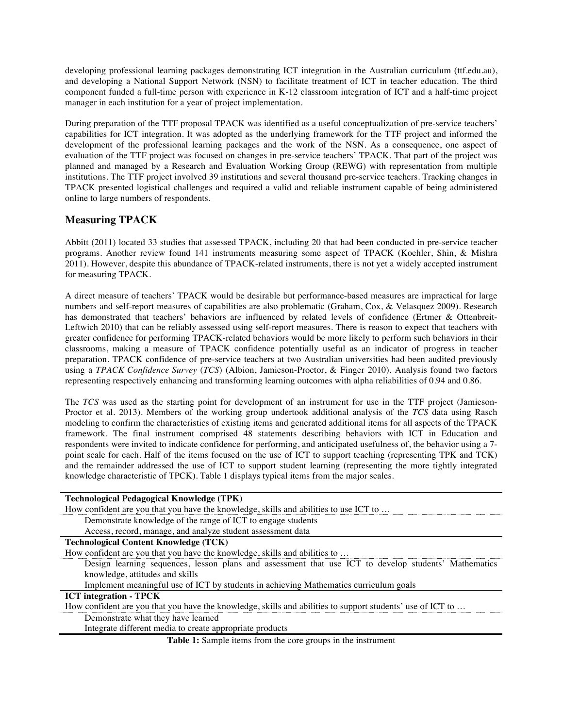developing professional learning packages demonstrating ICT integration in the Australian curriculum (ttf.edu.au), and developing a National Support Network (NSN) to facilitate treatment of ICT in teacher education. The third component funded a full-time person with experience in K-12 classroom integration of ICT and a half-time project manager in each institution for a year of project implementation.

During preparation of the TTF proposal TPACK was identified as a useful conceptualization of pre-service teachers' capabilities for ICT integration. It was adopted as the underlying framework for the TTF project and informed the development of the professional learning packages and the work of the NSN. As a consequence, one aspect of evaluation of the TTF project was focused on changes in pre-service teachers' TPACK. That part of the project was planned and managed by a Research and Evaluation Working Group (REWG) with representation from multiple institutions. The TTF project involved 39 institutions and several thousand pre-service teachers. Tracking changes in TPACK presented logistical challenges and required a valid and reliable instrument capable of being administered online to large numbers of respondents.

## Measuring TPACK

Abbitt (2011) located 33 studies that assessed TPACK, including 20 that had been conducted in pre-service teacher programs. Another review found 141 instruments measuring some aspect of TPACK (Koehler, Shin, & Mishra 2011). However, despite this abundance of TPACK-related instruments, there is not yet a widely accepted instrument for measuring TPACK.

A direct measure of teachers' TPACK would be desirable but performance-based measures are impractical for large numbers and self-report measures of capabilities are also problematic (Graham, Cox, & Velasquez 2009). Research has demonstrated that teachers' behaviors are influenced by related levels of confidence (Ertmer & Ottenbreit-Leftwich 2010) that can be reliably assessed using self-report measures. There is reason to expect that teachers with greater confidence for performing TPACK-related behaviors would be more likely to perform such behaviors in their classrooms, making a measure of TPACK confidence potentially useful as an indicator of progress in teacher preparation. TPACK confidence of pre-service teachers at two Australian universities had been audited previously using a *TPACK Confidence Survey* (*TCS*) (Albion, Jamieson-Proctor, & Finger 2010). Analysis found two factors representing respectively enhancing and transforming learning outcomes with alpha reliabilities of 0.94 and 0.86.

The *TCS* was used as the starting point for development of an instrument for use in the TTF project (Jamieson-Proctor et al. 2013). Members of the working group undertook additional analysis of the *TCS* data using Rasch modeling to confirm the characteristics of existing items and generated additional items for all aspects of the TPACK framework. The final instrument comprised 48 statements describing behaviors with ICT in Education and respondents were invited to indicate confidence for performing, and anticipated usefulness of, the behavior using a 7-point scale for each. Half of the items focused on the use of ICT to support teaching (representing TPK and TCK) and the remainder addressed the use of ICT to support student learning (representing the more tightly integrated knowledge characteristic of TPCK). Table 1 displays typical items from the major scales.

| **Technological Pedagogical Knowledge (TPK)** |
|---|
| How confident are you that you have the knowledge, skills and abilities to use ICT to … |
| Demonstrate knowledge of the range of ICT to engage students |
| Access, record, manage, and analyze student assessment data |
| **Technological Content Knowledge (TCK)** |
| How confident are you that you have the knowledge, skills and abilities to … |
| Design learning sequences, lesson plans and assessment that use ICT to develop students' Mathematics knowledge, attitudes and skills |
| Implement meaningful use of ICT by students in achieving Mathematics curriculum goals |
| **ICT integration - TPCK** |
| How confident are you that you have the knowledge, skills and abilities to support students' use of ICT to … |
| Demonstrate what they have learned |
| Integrate different media to create appropriate products |

**Table 1:** Sample items from the core groups in the instrument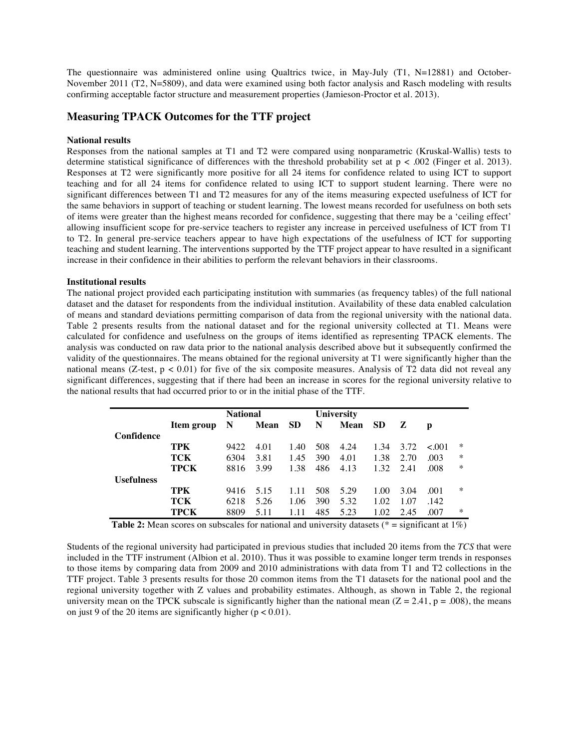The questionnaire was administered online using Qualtrics twice, in May-July (T1, N=12881) and October-November 2011 (T2, N=5809), and data were examined using both factor analysis and Rasch modeling with results confirming acceptable factor structure and measurement properties (Jamieson-Proctor et al. 2013).

## Measuring TPACK Outcomes for the TTF project

**National results**

Responses from the national samples at T1 and T2 were compared using nonparametric (Kruskal-Wallis) tests to determine statistical significance of differences with the threshold probability set at $p < .002$ (Finger et al. 2013). Responses at T2 were significantly more positive for all 24 items for confidence related to using ICT to support teaching and for all 24 items for confidence related to using ICT to support student learning. There were no significant differences between T1 and T2 measures for any of the items measuring expected usefulness of ICT for the same behaviors in support of teaching or student learning. The lowest means recorded for usefulness on both sets of items were greater than the highest means recorded for confidence, suggesting that there may be a 'ceiling effect' allowing insufficient scope for pre-service teachers to register any increase in perceived usefulness of ICT from T1 to T2. In general pre-service teachers appear to have high expectations of the usefulness of ICT for supporting teaching and student learning. The interventions supported by the TTF project appear to have resulted in a significant increase in their confidence in their abilities to perform the relevant behaviors in their classrooms.

**Institutional results**

The national project provided each participating institution with summaries (as frequency tables) of the full national dataset and the dataset for respondents from the individual institution. Availability of these data enabled calculation of means and standard deviations permitting comparison of data from the regional university with the national data. Table 2 presents results from the national dataset and for the regional university collected at T1. Means were calculated for confidence and usefulness on the groups of items identified as representing TPACK elements. The analysis was conducted on raw data prior to the national analysis described above but it subsequently confirmed the validity of the questionnaires. The means obtained for the regional university at T1 were significantly higher than the national means (Z-test, $p < 0.01$) for five of the six composite measures. Analysis of T2 data did not reveal any significant differences, suggesting that if there had been an increase in scores for the regional university relative to the national results that had occurred prior to or in the initial phase of the TTF.

| | | National | | | University | | | | | |
|---|---|---|---|---|---|---|---|---|---|---|
| | **Item group** | **N** | **Mean** | **SD** | **N** | **Mean** | **SD** | **Z** | **p** | |
| **Confidence** | | | | | | | | | | |
| | **TPK** | 9422 | 4.01 | 1.40 | 508 | 4.24 | 1.34 | 3.72 | <.001 | * |
| | **TCK** | 6304 | 3.81 | 1.45 | 390 | 4.01 | 1.38 | 2.70 | .003 | * |
| | **TPCK** | 8816 | 3.99 | 1.38 | 486 | 4.13 | 1.32 | 2.41 | .008 | * |
| **Usefulness** | | | | | | | | | | |
| | **TPK** | 9416 | 5.15 | 1.11 | 508 | 5.29 | 1.00 | 3.04 | .001 | * |
| | **TCK** | 6218 | 5.26 | 1.06 | 390 | 5.32 | 1.02 | 1.07 | .142 | |
| | **TPCK** | 8809 | 5.11 | 1.11 | 485 | 5.23 | 1.02 | 2.45 | .007 | * |

**Table 2:** Mean scores on subscales for national and university datasets (* = significant at 1%)

Students of the regional university had participated in previous studies that included 20 items from the *TCS* that were included in the TTF instrument (Albion et al. 2010). Thus it was possible to examine longer term trends in responses to those items by comparing data from 2009 and 2010 administrations with data from T1 and T2 collections in the TTF project. Table 3 presents results for those 20 common items from the T1 datasets for the national pool and the regional university together with Z values and probability estimates. Although, as shown in Table 2, the regional university mean on the TPCK subscale is significantly higher than the national mean ($Z = 2.41$, $p = .008$), the means on just 9 of the 20 items are significantly higher ($p < 0.01$).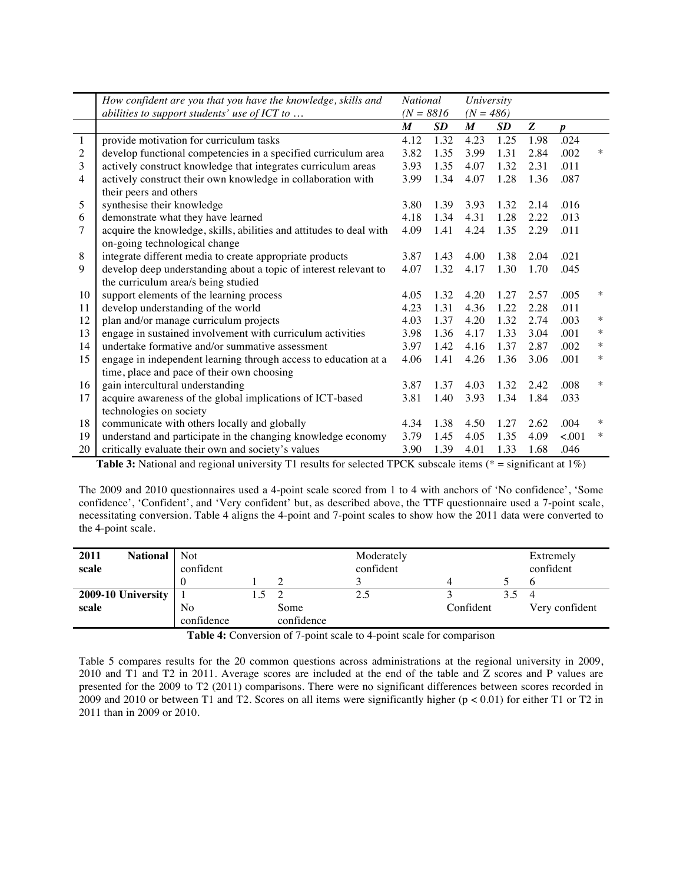|  | *How confident are you that you have the knowledge, skills and abilities to support students' use of ICT to …* | *National (N = 8816* |  | *University (N = 486)* |  |  |  |  |
|---|---|---|---|---|---|---|---|---|
|  |  | ***M*** | ***SD*** | ***M*** | ***SD*** | ***Z*** | ***p*** |  |
| 1 | provide motivation for curriculum tasks | 4.12 | 1.32 | 4.23 | 1.25 | 1.98 | .024 |  |
| 2 | develop functional competencies in a specified curriculum area | 3.82 | 1.35 | 3.99 | 1.31 | 2.84 | .002 | * |
| 3 | actively construct knowledge that integrates curriculum areas | 3.93 | 1.35 | 4.07 | 1.32 | 2.31 | .011 |  |
| 4 | actively construct their own knowledge in collaboration with their peers and others | 3.99 | 1.34 | 4.07 | 1.28 | 1.36 | .087 |  |
| 5 | synthesise their knowledge | 3.80 | 1.39 | 3.93 | 1.32 | 2.14 | .016 |  |
| 6 | demonstrate what they have learned | 4.18 | 1.34 | 4.31 | 1.28 | 2.22 | .013 |  |
| 7 | acquire the knowledge, skills, abilities and attitudes to deal with on-going technological change | 4.09 | 1.41 | 4.24 | 1.35 | 2.29 | .011 |  |
| 8 | integrate different media to create appropriate products | 3.87 | 1.43 | 4.00 | 1.38 | 2.04 | .021 |  |
| 9 | develop deep understanding about a topic of interest relevant to the curriculum area/s being studied | 4.07 | 1.32 | 4.17 | 1.30 | 1.70 | .045 |  |
| 10 | support elements of the learning process | 4.05 | 1.32 | 4.20 | 1.27 | 2.57 | .005 | * |
| 11 | develop understanding of the world | 4.23 | 1.31 | 4.36 | 1.22 | 2.28 | .011 |  |
| 12 | plan and/or manage curriculum projects | 4.03 | 1.37 | 4.20 | 1.32 | 2.74 | .003 | * |
| 13 | engage in sustained involvement with curriculum activities | 3.98 | 1.36 | 4.17 | 1.33 | 3.04 | .001 | * |
| 14 | undertake formative and/or summative assessment | 3.97 | 1.42 | 4.16 | 1.37 | 2.87 | .002 | * |
| 15 | engage in independent learning through access to education at a time, place and pace of their own choosing | 4.06 | 1.41 | 4.26 | 1.36 | 3.06 | .001 | * |
| 16 | gain intercultural understanding | 3.87 | 1.37 | 4.03 | 1.32 | 2.42 | .008 | * |
| 17 | acquire awareness of the global implications of ICT-based technologies on society | 3.81 | 1.40 | 3.93 | 1.34 | 1.84 | .033 |  |
| 18 | communicate with others locally and globally | 4.34 | 1.38 | 4.50 | 1.27 | 2.62 | .004 | * |
| 19 | understand and participate in the changing knowledge economy | 3.79 | 1.45 | 4.05 | 1.35 | 4.09 | <.001 | * |
| 20 | critically evaluate their own and society's values | 3.90 | 1.39 | 4.01 | 1.33 | 1.68 | .046 |  |

**Table 3:** National and regional university T1 results for selected TPCK subscale items (* = significant at 1%)

The 2009 and 2010 questionnaires used a 4-point scale scored from 1 to 4 with anchors of 'No confidence', 'Some confidence', 'Confident', and 'Very confident' but, as described above, the TTF questionnaire used a 7-point scale, necessitating conversion. Table 4 aligns the 4-point and 7-point scales to show how the 2011 data were converted to the 4-point scale.

| **2011 National scale** | Not confident |  |  | Moderately confident |  |  | Extremely confident |
|---|---|---|---|---|---|---|---|
|  | 0 | 1 | 2 | 3 | 4 | 5 | 6 |
| **2009-10 University scale** | 1 | 1.5 | 2 | 2.5 | 3 | 3.5 | 4 |
|  | No confidence |  | Some confidence |  | Confident |  | Very confident |

**Table 4:** Conversion of 7-point scale to 4-point scale for comparison

Table 5 compares results for the 20 common questions across administrations at the regional university in 2009, 2010 and T1 and T2 in 2011. Average scores are included at the end of the table and Z scores and P values are presented for the 2009 to T2 (2011) comparisons. There were no significant differences between scores recorded in 2009 and 2010 or between T1 and T2. Scores on all items were significantly higher ($p < 0.01$) for either T1 or T2 in 2011 than in 2009 or 2010.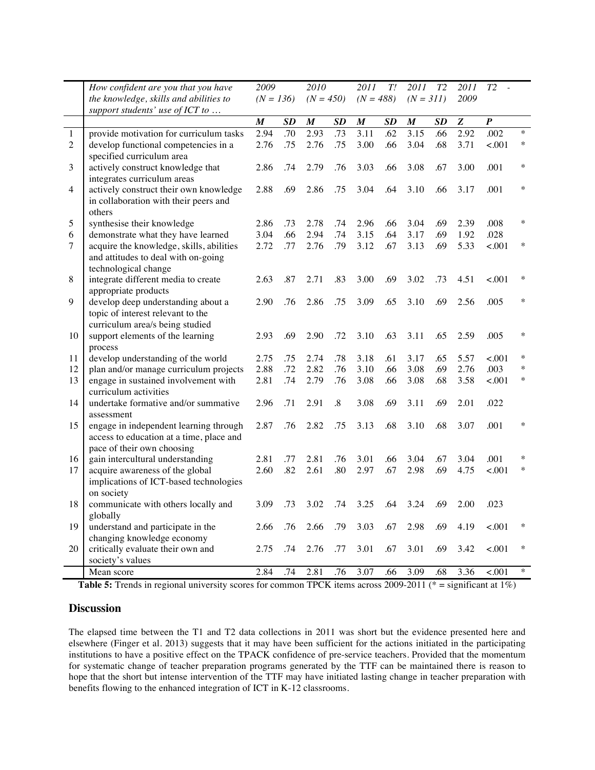| | *How confident are you that you have the knowledge, skills and abilities to support students' use of ICT to …* | *2009 (N = 136)* | | *2010 (N = 450)* | | *2011 T! (N = 488)* | | *2011 T2 (N = 311)* | | *2011 T2 - 2009* | | |
|---|---|---|---|---|---|---|---|---|---|---|---|---|
| | | ***M*** | ***SD*** | ***M*** | ***SD*** | ***M*** | ***SD*** | ***M*** | ***SD*** | ***Z*** | ***P*** | |
| 1 | provide motivation for curriculum tasks | 2.94 | .70 | 2.93 | .73 | 3.11 | .62 | 3.15 | .66 | 2.92 | .002 | * |
| 2 | develop functional competencies in a specified curriculum area | 2.76 | .75 | 2.76 | .75 | 3.00 | .66 | 3.04 | .68 | 3.71 | <.001 | * |
| 3 | actively construct knowledge that integrates curriculum areas | 2.86 | .74 | 2.79 | .76 | 3.03 | .66 | 3.08 | .67 | 3.00 | .001 | * |
| 4 | actively construct their own knowledge in collaboration with their peers and others | 2.88 | .69 | 2.86 | .75 | 3.04 | .64 | 3.10 | .66 | 3.17 | .001 | * |
| 5 | synthesise their knowledge | 2.86 | .73 | 2.78 | .74 | 2.96 | .66 | 3.04 | .69 | 2.39 | .008 | * |
| 6 | demonstrate what they have learned | 3.04 | .66 | 2.94 | .74 | 3.15 | .64 | 3.17 | .69 | 1.92 | .028 | |
| 7 | acquire the knowledge, skills, abilities and attitudes to deal with on-going technological change | 2.72 | .77 | 2.76 | .79 | 3.12 | .67 | 3.13 | .69 | 5.33 | <.001 | * |
| 8 | integrate different media to create appropriate products | 2.63 | .87 | 2.71 | .83 | 3.00 | .69 | 3.02 | .73 | 4.51 | <.001 | * |
| 9 | develop deep understanding about a topic of interest relevant to the curriculum area/s being studied | 2.90 | .76 | 2.86 | .75 | 3.09 | .65 | 3.10 | .69 | 2.56 | .005 | * |
| 10 | support elements of the learning process | 2.93 | .69 | 2.90 | .72 | 3.10 | .63 | 3.11 | .65 | 2.59 | .005 | * |
| 11 | develop understanding of the world | 2.75 | .75 | 2.74 | .78 | 3.18 | .61 | 3.17 | .65 | 5.57 | <.001 | * |
| 12 | plan and/or manage curriculum projects | 2.88 | .72 | 2.82 | .76 | 3.10 | .66 | 3.08 | .69 | 2.76 | .003 | * |
| 13 | engage in sustained involvement with curriculum activities | 2.81 | .74 | 2.79 | .76 | 3.08 | .66 | 3.08 | .68 | 3.58 | <.001 | * |
| 14 | undertake formative and/or summative assessment | 2.96 | .71 | 2.91 | .8 | 3.08 | .69 | 3.11 | .69 | 2.01 | .022 | |
| 15 | engage in independent learning through access to education at a time, place and pace of their own choosing | 2.87 | .76 | 2.82 | .75 | 3.13 | .68 | 3.10 | .68 | 3.07 | .001 | * |
| 16 | gain intercultural understanding | 2.81 | .77 | 2.81 | .76 | 3.01 | .66 | 3.04 | .67 | 3.04 | .001 | * |
| 17 | acquire awareness of the global implications of ICT-based technologies on society | 2.60 | .82 | 2.61 | .80 | 2.97 | .67 | 2.98 | .69 | 4.75 | <.001 | * |
| 18 | communicate with others locally and globally | 3.09 | .73 | 3.02 | .74 | 3.25 | .64 | 3.24 | .69 | 2.00 | .023 | |
| 19 | understand and participate in the changing knowledge economy | 2.66 | .76 | 2.66 | .79 | 3.03 | .67 | 2.98 | .69 | 4.19 | <.001 | * |
| 20 | critically evaluate their own and society's values | 2.75 | .74 | 2.76 | .77 | 3.01 | .67 | 3.01 | .69 | 3.42 | <.001 | * |
| | Mean score | 2.84 | .74 | 2.81 | .76 | 3.07 | .66 | 3.09 | .68 | 3.36 | <.001 | * |

**Table 5:** Trends in regional university scores for common TPCK items across 2009-2011 (* = significant at 1%)

## Discussion

The elapsed time between the T1 and T2 data collections in 2011 was short but the evidence presented here and elsewhere (Finger et al. 2013) suggests that it may have been sufficient for the actions initiated in the participating institutions to have a positive effect on the TPACK confidence of pre-service teachers. Provided that the momentum for systematic change of teacher preparation programs generated by the TTF can be maintained there is reason to hope that the short but intense intervention of the TTF may have initiated lasting change in teacher preparation with benefits flowing to the enhanced integration of ICT in K-12 classrooms.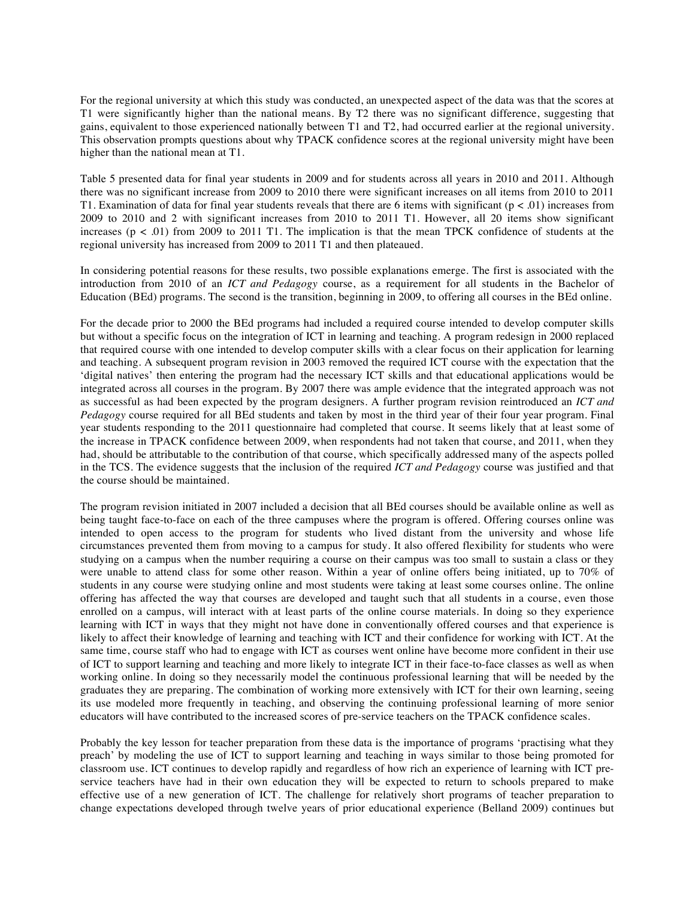For the regional university at which this study was conducted, an unexpected aspect of the data was that the scores at T1 were significantly higher than the national means. By T2 there was no significant difference, suggesting that gains, equivalent to those experienced nationally between T1 and T2, had occurred earlier at the regional university. This observation prompts questions about why TPACK confidence scores at the regional university might have been higher than the national mean at T1.

Table 5 presented data for final year students in 2009 and for students across all years in 2010 and 2011. Although there was no significant increase from 2009 to 2010 there were significant increases on all items from 2010 to 2011 T1. Examination of data for final year students reveals that there are 6 items with significant ($p < .01$) increases from 2009 to 2010 and 2 with significant increases from 2010 to 2011 T1. However, all 20 items show significant increases ($p < .01$) from 2009 to 2011 T1. The implication is that the mean TPCK confidence of students at the regional university has increased from 2009 to 2011 T1 and then plateaued.

In considering potential reasons for these results, two possible explanations emerge. The first is associated with the introduction from 2010 of an *ICT and Pedagogy* course, as a requirement for all students in the Bachelor of Education (BEd) programs. The second is the transition, beginning in 2009, to offering all courses in the BEd online.

For the decade prior to 2000 the BEd programs had included a required course intended to develop computer skills but without a specific focus on the integration of ICT in learning and teaching. A program redesign in 2000 replaced that required course with one intended to develop computer skills with a clear focus on their application for learning and teaching. A subsequent program revision in 2003 removed the required ICT course with the expectation that the 'digital natives' then entering the program had the necessary ICT skills and that educational applications would be integrated across all courses in the program. By 2007 there was ample evidence that the integrated approach was not as successful as had been expected by the program designers. A further program revision reintroduced an *ICT and Pedagogy* course required for all BEd students and taken by most in the third year of their four year program. Final year students responding to the 2011 questionnaire had completed that course. It seems likely that at least some of the increase in TPACK confidence between 2009, when respondents had not taken that course, and 2011, when they had, should be attributable to the contribution of that course, which specifically addressed many of the aspects polled in the TCS. The evidence suggests that the inclusion of the required *ICT and Pedagogy* course was justified and that the course should be maintained.

The program revision initiated in 2007 included a decision that all BEd courses should be available online as well as being taught face-to-face on each of the three campuses where the program is offered. Offering courses online was intended to open access to the program for students who lived distant from the university and whose life circumstances prevented them from moving to a campus for study. It also offered flexibility for students who were studying on a campus when the number requiring a course on their campus was too small to sustain a class or they were unable to attend class for some other reason. Within a year of online offers being initiated, up to 70% of students in any course were studying online and most students were taking at least some courses online. The online offering has affected the way that courses are developed and taught such that all students in a course, even those enrolled on a campus, will interact with at least parts of the online course materials. In doing so they experience learning with ICT in ways that they might not have done in conventionally offered courses and that experience is likely to affect their knowledge of learning and teaching with ICT and their confidence for working with ICT. At the same time, course staff who had to engage with ICT as courses went online have become more confident in their use of ICT to support learning and teaching and more likely to integrate ICT in their face-to-face classes as well as when working online. In doing so they necessarily model the continuous professional learning that will be needed by the graduates they are preparing. The combination of working more extensively with ICT for their own learning, seeing its use modeled more frequently in teaching, and observing the continuing professional learning of more senior educators will have contributed to the increased scores of pre-service teachers on the TPACK confidence scales.

Probably the key lesson for teacher preparation from these data is the importance of programs 'practising what they preach' by modeling the use of ICT to support learning and teaching in ways similar to those being promoted for classroom use. ICT continues to develop rapidly and regardless of how rich an experience of learning with ICT pre-service teachers have had in their own education they will be expected to return to schools prepared to make effective use of a new generation of ICT. The challenge for relatively short programs of teacher preparation to change expectations developed through twelve years of prior educational experience (Belland 2009) continues but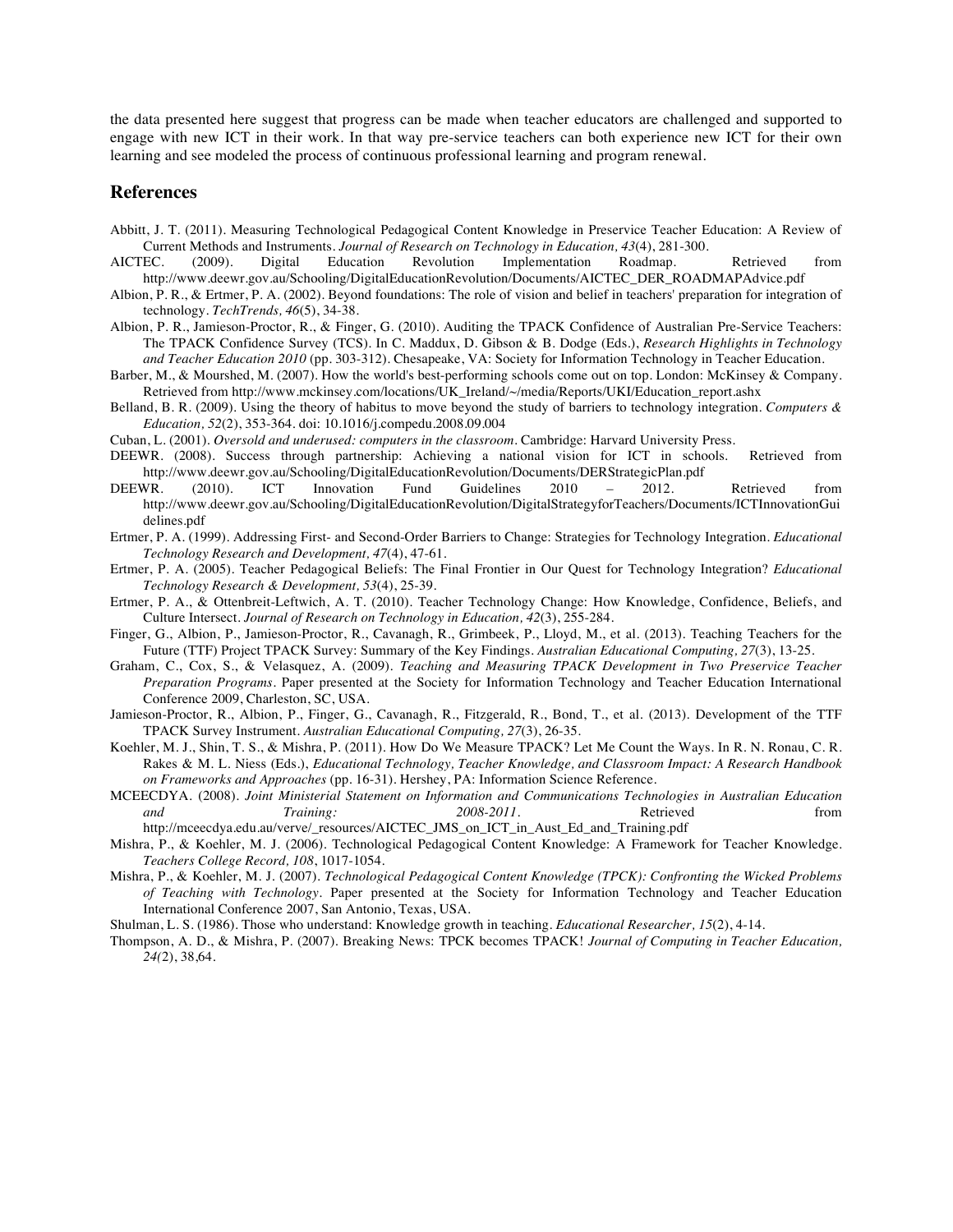the data presented here suggest that progress can be made when teacher educators are challenged and supported to engage with new ICT in their work. In that way pre-service teachers can both experience new ICT for their own learning and see modeled the process of continuous professional learning and program renewal.

## References

Abbitt, J. T. (2011). Measuring Technological Pedagogical Content Knowledge in Preservice Teacher Education: A Review of Current Methods and Instruments. *Journal of Research on Technology in Education, 43*(4), 281-300.

AICTEC. (2009). Digital Education Revolution Implementation Roadmap. Retrieved from http://www.deewr.gov.au/Schooling/DigitalEducationRevolution/Documents/AICTEC_DER_ROADMAPAdvice.pdf

Albion, P. R., & Ertmer, P. A. (2002). Beyond foundations: The role of vision and belief in teachers' preparation for integration of technology. *TechTrends, 46*(5), 34-38.

Albion, P. R., Jamieson-Proctor, R., & Finger, G. (2010). Auditing the TPACK Confidence of Australian Pre-Service Teachers: The TPACK Confidence Survey (TCS). In C. Maddux, D. Gibson & B. Dodge (Eds.), *Research Highlights in Technology and Teacher Education 2010* (pp. 303-312). Chesapeake, VA: Society for Information Technology in Teacher Education.

Barber, M., & Mourshed, M. (2007). How the world's best-performing schools come out on top. London: McKinsey & Company. Retrieved from http://www.mckinsey.com/locations/UK_Ireland/~/media/Reports/UKI/Education_report.ashx

Belland, B. R. (2009). Using the theory of habitus to move beyond the study of barriers to technology integration. *Computers & Education, 52*(2), 353-364. doi: 10.1016/j.compedu.2008.09.004

Cuban, L. (2001). *Oversold and underused: computers in the classroom*. Cambridge: Harvard University Press.

DEEWR. (2008). Success through partnership: Achieving a national vision for ICT in schools. Retrieved from http://www.deewr.gov.au/Schooling/DigitalEducationRevolution/Documents/DERStrategicPlan.pdf

DEEWR. (2010). ICT Innovation Fund Guidelines 2010 – 2012. Retrieved from http://www.deewr.gov.au/Schooling/DigitalEducationRevolution/DigitalStrategyforTeachers/Documents/ICTInnovationGuidelines.pdf

Ertmer, P. A. (1999). Addressing First- and Second-Order Barriers to Change: Strategies for Technology Integration. *Educational Technology Research and Development, 47*(4), 47-61.

Ertmer, P. A. (2005). Teacher Pedagogical Beliefs: The Final Frontier in Our Quest for Technology Integration? *Educational Technology Research & Development, 53*(4), 25-39.

Ertmer, P. A., & Ottenbreit-Leftwich, A. T. (2010). Teacher Technology Change: How Knowledge, Confidence, Beliefs, and Culture Intersect. *Journal of Research on Technology in Education, 42*(3), 255-284.

Finger, G., Albion, P., Jamieson-Proctor, R., Cavanagh, R., Grimbeek, P., Lloyd, M., et al. (2013). Teaching Teachers for the Future (TTF) Project TPACK Survey: Summary of the Key Findings. *Australian Educational Computing, 27*(3), 13-25.

Graham, C., Cox, S., & Velasquez, A. (2009). *Teaching and Measuring TPACK Development in Two Preservice Teacher Preparation Programs*. Paper presented at the Society for Information Technology and Teacher Education International Conference 2009, Charleston, SC, USA.

Jamieson-Proctor, R., Albion, P., Finger, G., Cavanagh, R., Fitzgerald, R., Bond, T., et al. (2013). Development of the TTF TPACK Survey Instrument. *Australian Educational Computing, 27*(3), 26-35.

Koehler, M. J., Shin, T. S., & Mishra, P. (2011). How Do We Measure TPACK? Let Me Count the Ways. In R. N. Ronau, C. R. Rakes & M. L. Niess (Eds.), *Educational Technology, Teacher Knowledge, and Classroom Impact: A Research Handbook on Frameworks and Approaches* (pp. 16-31). Hershey, PA: Information Science Reference.

MCEECDYA. (2008). *Joint Ministerial Statement on Information and Communications Technologies in Australian Education and Training: 2008-2011*. Retrieved from http://mceecdya.edu.au/verve/_resources/AICTEC_JMS_on_ICT_in_Aust_Ed_and_Training.pdf

Mishra, P., & Koehler, M. J. (2006). Technological Pedagogical Content Knowledge: A Framework for Teacher Knowledge. *Teachers College Record, 108*, 1017-1054.

Mishra, P., & Koehler, M. J. (2007). *Technological Pedagogical Content Knowledge (TPCK): Confronting the Wicked Problems of Teaching with Technology*. Paper presented at the Society for Information Technology and Teacher Education International Conference 2007, San Antonio, Texas, USA.

Shulman, L. S. (1986). Those who understand: Knowledge growth in teaching. *Educational Researcher, 15*(2), 4-14.

Thompson, A. D., & Mishra, P. (2007). Breaking News: TPCK becomes TPACK! *Journal of Computing in Teacher Education, 24(*2), 38,64.